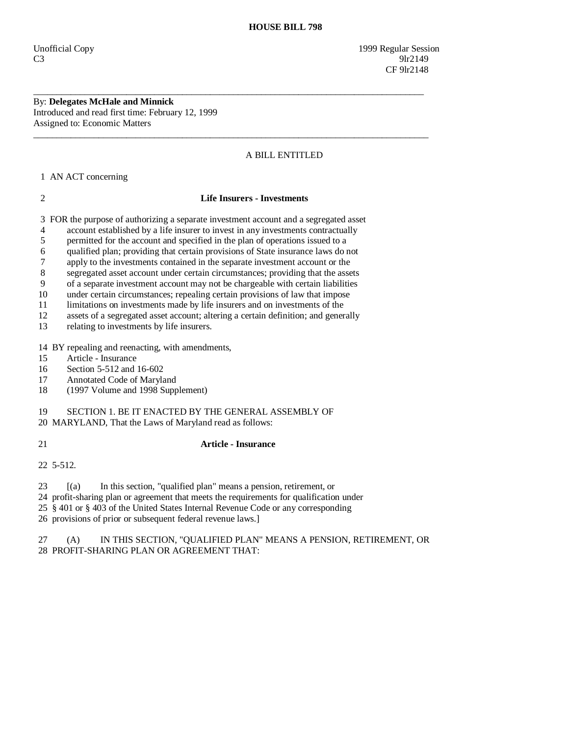# HOUSE BILL 798

Unofficial Copy
C3

1999 Regular Session
9lr2149
CF 9lr2148

---

By: **Delegates McHale and Minnick**
Introduced and read first time: February 12, 1999
Assigned to: Economic Matters

---

A BILL ENTITLED

1 AN ACT concerning

2 **Life Insurers - Investments**

3 FOR the purpose of authorizing a separate investment account and a segregated asset
4 account established by a life insurer to invest in any investments contractually
5 permitted for the account and specified in the plan of operations issued to a
6 qualified plan; providing that certain provisions of State insurance laws do not
7 apply to the investments contained in the separate investment account or the
8 segregated asset account under certain circumstances; providing that the assets
9 of a separate investment account may not be chargeable with certain liabilities
10 under certain circumstances; repealing certain provisions of law that impose
11 limitations on investments made by life insurers and on investments of the
12 assets of a segregated asset account; altering a certain definition; and generally
13 relating to investments by life insurers.

14 BY repealing and reenacting, with amendments,
15 Article - Insurance
16 Section 5-512 and 16-602
17 Annotated Code of Maryland
18 (1997 Volume and 1998 Supplement)

19 SECTION 1. BE IT ENACTED BY THE GENERAL ASSEMBLY OF
20 MARYLAND, That the Laws of Maryland read as follows:

21 **Article - Insurance**

22 5-512.

23 [(a) In this section, "qualified plan" means a pension, retirement, or
24 profit-sharing plan or agreement that meets the requirements for qualification under
25 § 401 or § 403 of the United States Internal Revenue Code or any corresponding
26 provisions of prior or subsequent federal revenue laws.]

27 (A) IN THIS SECTION, "QUALIFIED PLAN" MEANS A PENSION, RETIREMENT, OR
28 PROFIT-SHARING PLAN OR AGREEMENT THAT: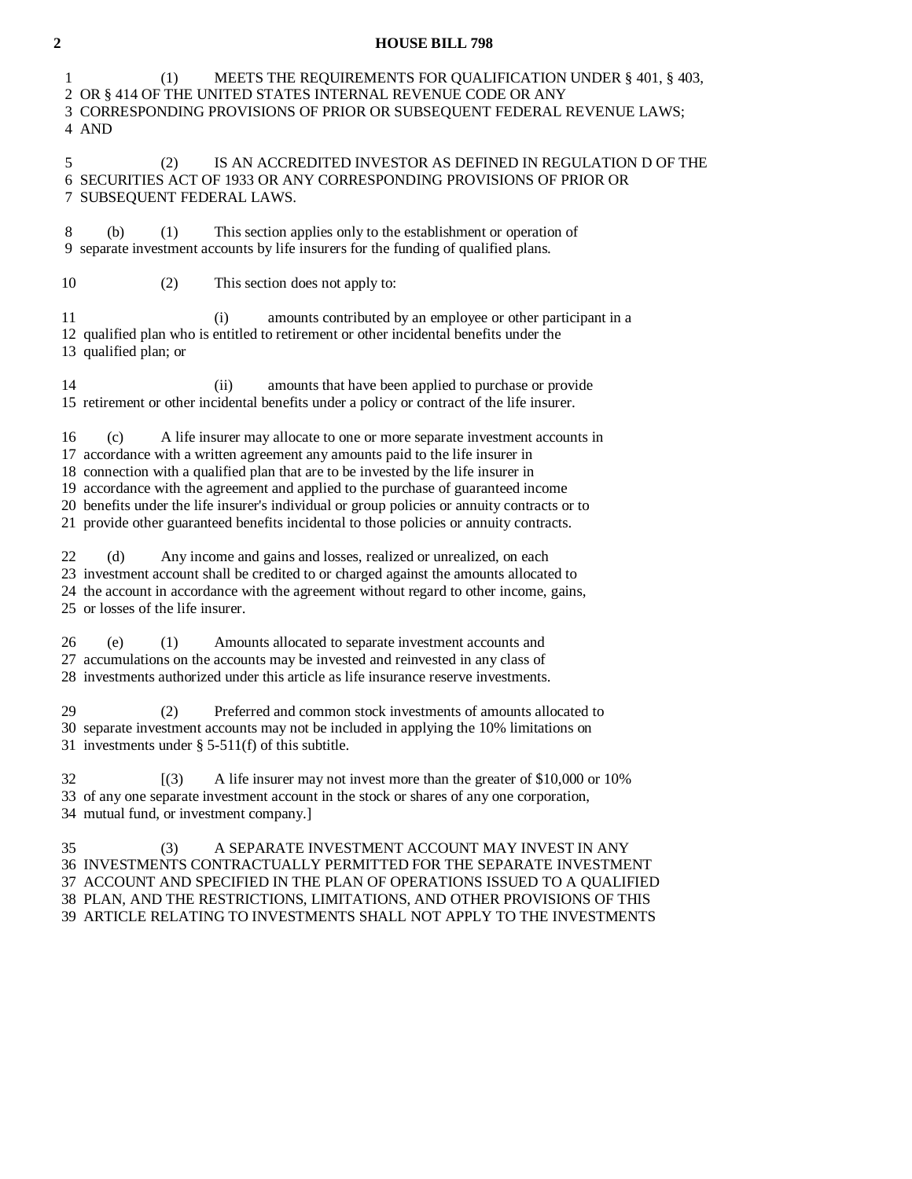(1) MEETS THE REQUIREMENTS FOR QUALIFICATION UNDER § 401, § 403, OR § 414 OF THE UNITED STATES INTERNAL REVENUE CODE OR ANY CORRESPONDING PROVISIONS OF PRIOR OR SUBSEQUENT FEDERAL REVENUE LAWS; AND

(2) IS AN ACCREDITED INVESTOR AS DEFINED IN REGULATION D OF THE SECURITIES ACT OF 1933 OR ANY CORRESPONDING PROVISIONS OF PRIOR OR SUBSEQUENT FEDERAL LAWS.

(b) (1) This section applies only to the establishment or operation of separate investment accounts by life insurers for the funding of qualified plans.

(2) This section does not apply to:

(i) amounts contributed by an employee or other participant in a qualified plan who is entitled to retirement or other incidental benefits under the qualified plan; or

(ii) amounts that have been applied to purchase or provide retirement or other incidental benefits under a policy or contract of the life insurer.

(c) A life insurer may allocate to one or more separate investment accounts in accordance with a written agreement any amounts paid to the life insurer in connection with a qualified plan that are to be invested by the life insurer in accordance with the agreement and applied to the purchase of guaranteed income benefits under the life insurer's individual or group policies or annuity contracts or to provide other guaranteed benefits incidental to those policies or annuity contracts.

(d) Any income and gains and losses, realized or unrealized, on each investment account shall be credited to or charged against the amounts allocated to the account in accordance with the agreement without regard to other income, gains, or losses of the life insurer.

(e) (1) Amounts allocated to separate investment accounts and accumulations on the accounts may be invested and reinvested in any class of investments authorized under this article as life insurance reserve investments.

(2) Preferred and common stock investments of amounts allocated to separate investment accounts may not be included in applying the 10% limitations on investments under § 5-511(f) of this subtitle.

[(3) A life insurer may not invest more than the greater of $10,000 or 10% of any one separate investment account in the stock or shares of any one corporation, mutual fund, or investment company.]

(3) A SEPARATE INVESTMENT ACCOUNT MAY INVEST IN ANY INVESTMENTS CONTRACTUALLY PERMITTED FOR THE SEPARATE INVESTMENT ACCOUNT AND SPECIFIED IN THE PLAN OF OPERATIONS ISSUED TO A QUALIFIED PLAN, AND THE RESTRICTIONS, LIMITATIONS, AND OTHER PROVISIONS OF THIS ARTICLE RELATING TO INVESTMENTS SHALL NOT APPLY TO THE INVESTMENTS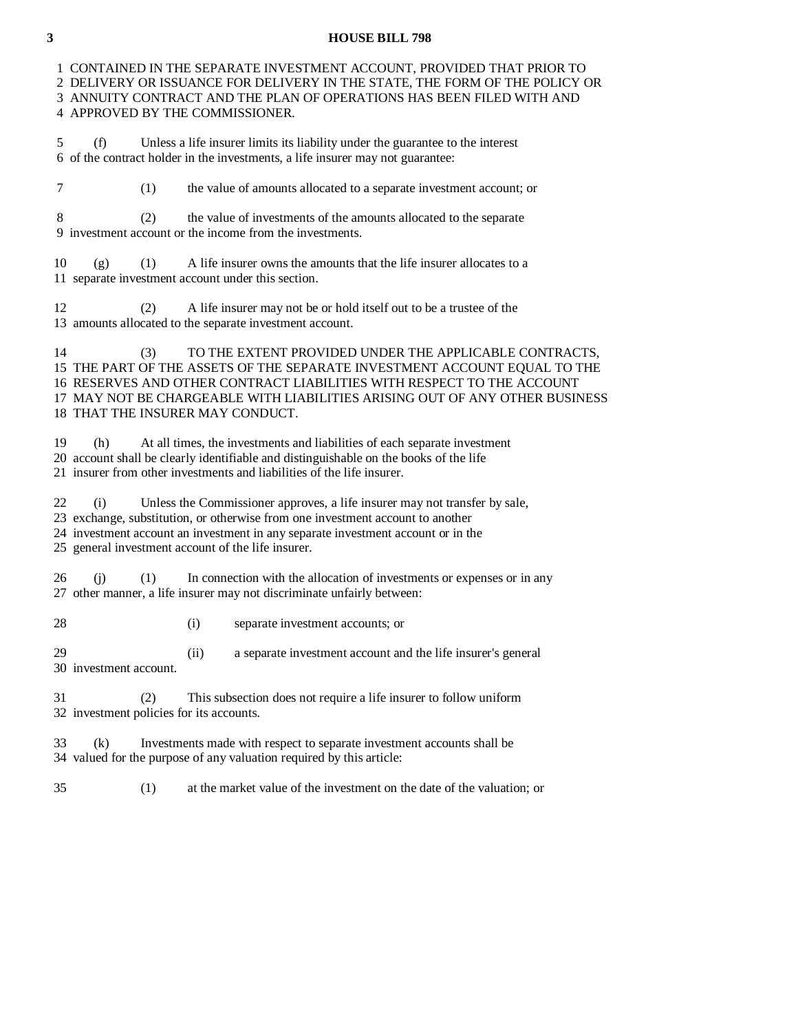CONTAINED IN THE SEPARATE INVESTMENT ACCOUNT, PROVIDED THAT PRIOR TO DELIVERY OR ISSUANCE FOR DELIVERY IN THE STATE, THE FORM OF THE POLICY OR ANNUITY CONTRACT AND THE PLAN OF OPERATIONS HAS BEEN FILED WITH AND APPROVED BY THE COMMISSIONER.

(f) Unless a life insurer limits its liability under the guarantee to the interest of the contract holder in the investments, a life insurer may not guarantee:

(1) the value of amounts allocated to a separate investment account; or

(2) the value of investments of the amounts allocated to the separate investment account or the income from the investments.

(g) (1) A life insurer owns the amounts that the life insurer allocates to a separate investment account under this section.

(2) A life insurer may not be or hold itself out to be a trustee of the amounts allocated to the separate investment account.

(3) TO THE EXTENT PROVIDED UNDER THE APPLICABLE CONTRACTS, THE PART OF THE ASSETS OF THE SEPARATE INVESTMENT ACCOUNT EQUAL TO THE RESERVES AND OTHER CONTRACT LIABILITIES WITH RESPECT TO THE ACCOUNT MAY NOT BE CHARGEABLE WITH LIABILITIES ARISING OUT OF ANY OTHER BUSINESS THAT THE INSURER MAY CONDUCT.

(h) At all times, the investments and liabilities of each separate investment account shall be clearly identifiable and distinguishable on the books of the life insurer from other investments and liabilities of the life insurer.

(i) Unless the Commissioner approves, a life insurer may not transfer by sale, exchange, substitution, or otherwise from one investment account to another investment account an investment in any separate investment account or in the general investment account of the life insurer.

(j) (1) In connection with the allocation of investments or expenses or in any other manner, a life insurer may not discriminate unfairly between:

(i) separate investment accounts; or

(ii) a separate investment account and the life insurer's general investment account.

(2) This subsection does not require a life insurer to follow uniform investment policies for its accounts.

(k) Investments made with respect to separate investment accounts shall be valued for the purpose of any valuation required by this article:

(1) at the market value of the investment on the date of the valuation; or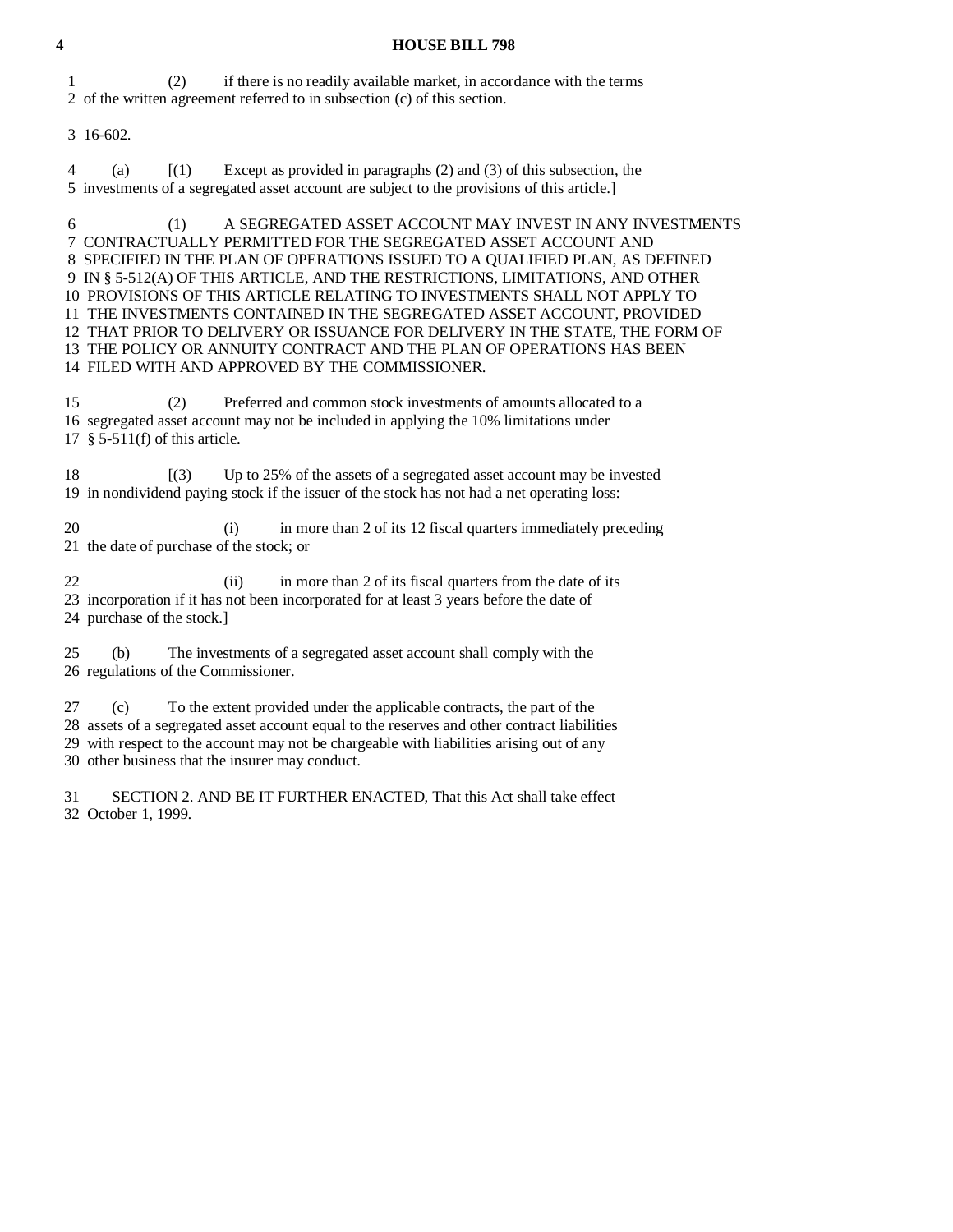(2) if there is no readily available market, in accordance with the terms of the written agreement referred to in subsection (c) of this section.

16-602.

(a) [(1) Except as provided in paragraphs (2) and (3) of this subsection, the investments of a segregated asset account are subject to the provisions of this article.]

(1) A SEGREGATED ASSET ACCOUNT MAY INVEST IN ANY INVESTMENTS CONTRACTUALLY PERMITTED FOR THE SEGREGATED ASSET ACCOUNT AND SPECIFIED IN THE PLAN OF OPERATIONS ISSUED TO A QUALIFIED PLAN, AS DEFINED IN § 5-512(A) OF THIS ARTICLE, AND THE RESTRICTIONS, LIMITATIONS, AND OTHER PROVISIONS OF THIS ARTICLE RELATING TO INVESTMENTS SHALL NOT APPLY TO THE INVESTMENTS CONTAINED IN THE SEGREGATED ASSET ACCOUNT, PROVIDED THAT PRIOR TO DELIVERY OR ISSUANCE FOR DELIVERY IN THE STATE, THE FORM OF THE POLICY OR ANNUITY CONTRACT AND THE PLAN OF OPERATIONS HAS BEEN FILED WITH AND APPROVED BY THE COMMISSIONER.

(2) Preferred and common stock investments of amounts allocated to a segregated asset account may not be included in applying the 10% limitations under § 5-511(f) of this article.

[(3) Up to 25% of the assets of a segregated asset account may be invested in nondividend paying stock if the issuer of the stock has not had a net operating loss:

(i) in more than 2 of its 12 fiscal quarters immediately preceding the date of purchase of the stock; or

(ii) in more than 2 of its fiscal quarters from the date of its incorporation if it has not been incorporated for at least 3 years before the date of purchase of the stock.]

(b) The investments of a segregated asset account shall comply with the regulations of the Commissioner.

(c) To the extent provided under the applicable contracts, the part of the assets of a segregated asset account equal to the reserves and other contract liabilities with respect to the account may not be chargeable with liabilities arising out of any other business that the insurer may conduct.

SECTION 2. AND BE IT FURTHER ENACTED, That this Act shall take effect October 1, 1999.